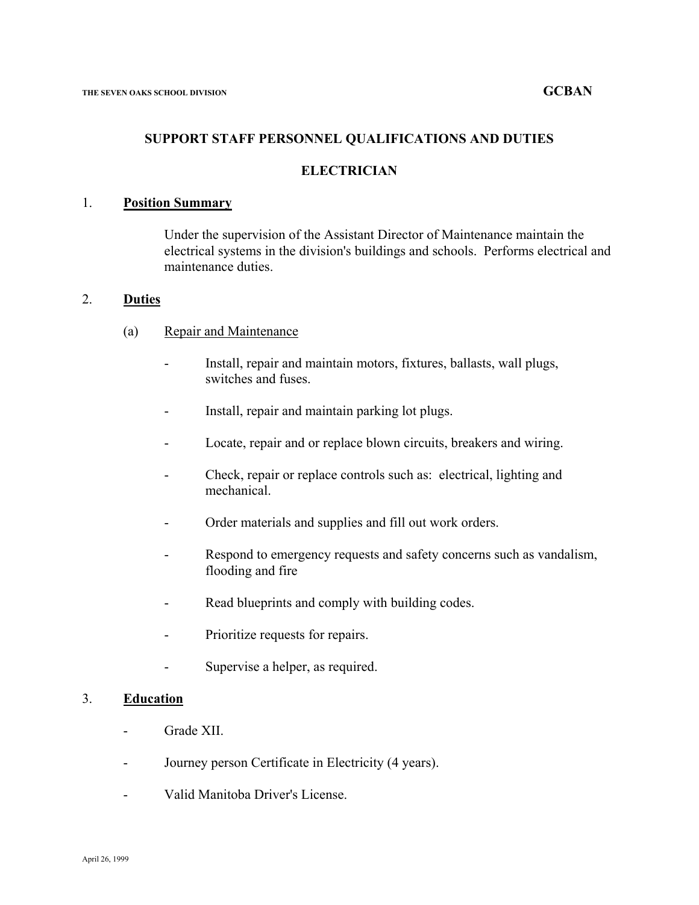THE SEVEN OAKS SCHOOL DIVISION **GCBAN**

## SUPPORT STAFF PERSONNEL QUALIFICATIONS AND DUTIES

## ELECTRICIAN

1. **Position Summary**

   Under the supervision of the Assistant Director of Maintenance maintain the electrical systems in the division's buildings and schools. Performs electrical and maintenance duties.

2. **Duties**

   (a) Repair and Maintenance

   - Install, repair and maintain motors, fixtures, ballasts, wall plugs, switches and fuses.
   - Install, repair and maintain parking lot plugs.
   - Locate, repair and or replace blown circuits, breakers and wiring.
   - Check, repair or replace controls such as: electrical, lighting and mechanical.
   - Order materials and supplies and fill out work orders.
   - Respond to emergency requests and safety concerns such as vandalism, flooding and fire
   - Read blueprints and comply with building codes.
   - Prioritize requests for repairs.
   - Supervise a helper, as required.

3. **Education**

   - Grade XII.
   - Journey person Certificate in Electricity (4 years).
   - Valid Manitoba Driver's License.

April 26, 1999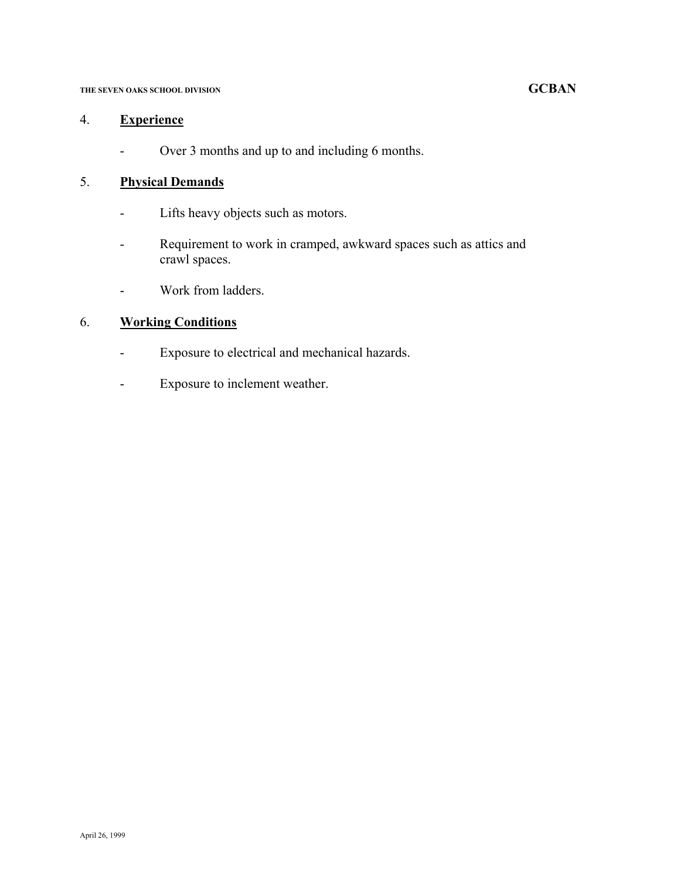4. **Experience**

- Over 3 months and up to and including 6 months.

5. **Physical Demands**

- Lifts heavy objects such as motors.

- Requirement to work in cramped, awkward spaces such as attics and crawl spaces.

- Work from ladders.

6. **Working Conditions**

- Exposure to electrical and mechanical hazards.

- Exposure to inclement weather.